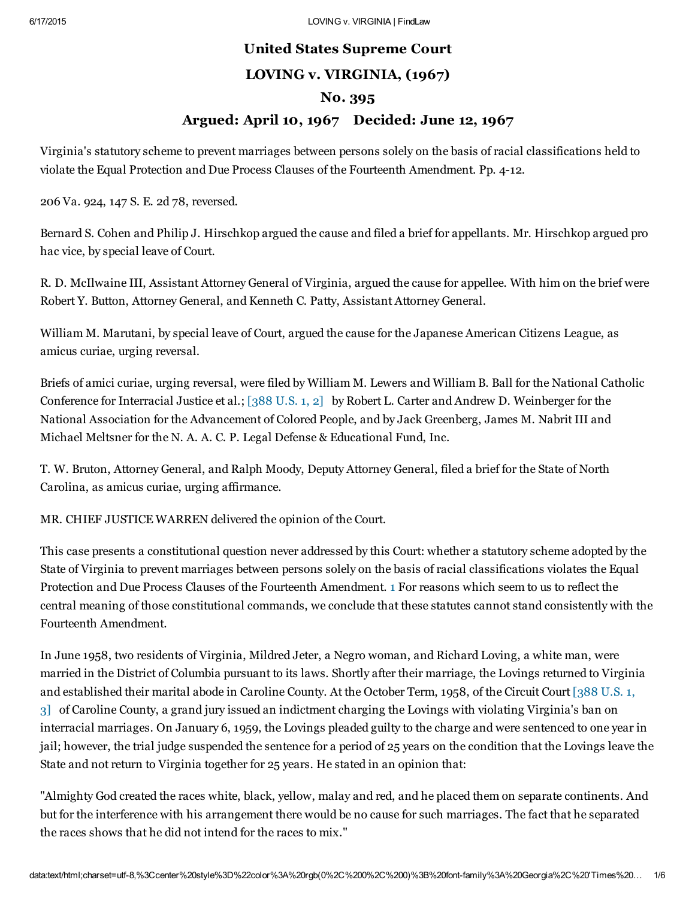# United States Supreme Court

## LOVING v. VIRGINIA, (1967)

## No. 395

## Argued: April 10, 1967 Decided: June 12, 1967

Virginia's statutory scheme to prevent marriages between persons solely on the basis of racial classifications held to violate the Equal Protection and Due Process Clauses of the Fourteenth Amendment. Pp. 4-12.

206 Va. 924, 147 S. E. 2d 78, reversed.

Bernard S. Cohen and Philip J. Hirschkop argued the cause and filed a brief for appellants. Mr. Hirschkop argued pro hac vice, by special leave of Court.

R. D. McIlwaine III, Assistant Attorney General of Virginia, argued the cause for appellee. With him on the brief were Robert Y. Button, Attorney General, and Kenneth C. Patty, Assistant Attorney General.

William M. Marutani, by special leave of Court, argued the cause for the Japanese American Citizens League, as amicus curiae, urging reversal.

Briefs of amici curiae, urging reversal, were filed by William M. Lewers and William B. Ball for the National Catholic Conference for Interracial Justice et al.; [388 U.S. 1, 2] by Robert L. Carter and Andrew D. Weinberger for the National Association for the Advancement of Colored People, and by Jack Greenberg, James M. Nabrit III and Michael Meltsner for the N. A. A. C. P. Legal Defense & Educational Fund, Inc.

T. W. Bruton, Attorney General, and Ralph Moody, Deputy Attorney General, filed a brief for the State of North Carolina, as amicus curiae, urging affirmance.

MR. CHIEF JUSTICE WARREN delivered the opinion of the Court.

This case presents a constitutional question never addressed by this Court: whether a statutory scheme adopted by the State of Virginia to prevent marriages between persons solely on the basis of racial classifications violates the Equal Protection and Due Process Clauses of the Fourteenth Amendment. [1] For reasons which seem to us to reflect the central meaning of those constitutional commands, we conclude that these statutes cannot stand consistently with the Fourteenth Amendment.

In June 1958, two residents of Virginia, Mildred Jeter, a Negro woman, and Richard Loving, a white man, were married in the District of Columbia pursuant to its laws. Shortly after their marriage, the Lovings returned to Virginia and established their marital abode in Caroline County. At the October Term, 1958, of the Circuit Court [388 U.S. 1, 3] of Caroline County, a grand jury issued an indictment charging the Lovings with violating Virginia's ban on interracial marriages. On January 6, 1959, the Lovings pleaded guilty to the charge and were sentenced to one year in jail; however, the trial judge suspended the sentence for a period of 25 years on the condition that the Lovings leave the State and not return to Virginia together for 25 years. He stated in an opinion that:

"Almighty God created the races white, black, yellow, malay and red, and he placed them on separate continents. And but for the interference with his arrangement there would be no cause for such marriages. The fact that he separated the races shows that he did not intend for the races to mix."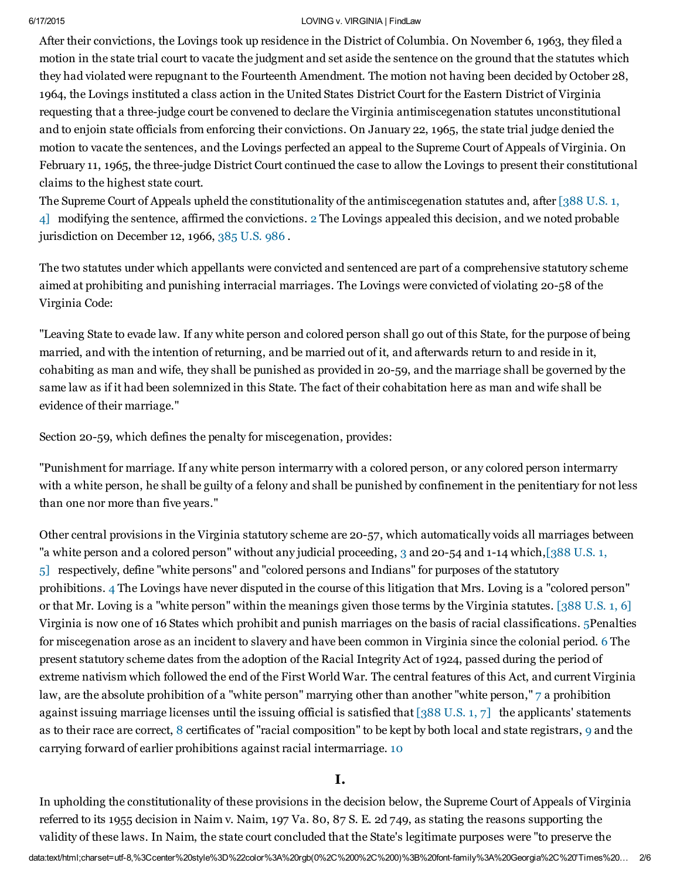After their convictions, the Lovings took up residence in the District of Columbia. On November 6, 1963, they filed a motion in the state trial court to vacate the judgment and set aside the sentence on the ground that the statutes which they had violated were repugnant to the Fourteenth Amendment. The motion not having been decided by October 28, 1964, the Lovings instituted a class action in the United States District Court for the Eastern District of Virginia requesting that a three-judge court be convened to declare the Virginia antimiscegenation statutes unconstitutional and to enjoin state officials from enforcing their convictions. On January 22, 1965, the state trial judge denied the motion to vacate the sentences, and the Lovings perfected an appeal to the Supreme Court of Appeals of Virginia. On February 11, 1965, the three-judge District Court continued the case to allow the Lovings to present their constitutional claims to the highest state court.

The Supreme Court of Appeals upheld the constitutionality of the antimiscegenation statutes and, after [388 U.S. 1, 4] modifying the sentence, affirmed the convictions. 2 The Lovings appealed this decision, and we noted probable jurisdiction on December 12, 1966, 385 U.S. 986 .

The two statutes under which appellants were convicted and sentenced are part of a comprehensive statutory scheme aimed at prohibiting and punishing interracial marriages. The Lovings were convicted of violating 20-58 of the Virginia Code:

"Leaving State to evade law. If any white person and colored person shall go out of this State, for the purpose of being married, and with the intention of returning, and be married out of it, and afterwards return to and reside in it, cohabiting as man and wife, they shall be punished as provided in 20-59, and the marriage shall be governed by the same law as if it had been solemnized in this State. The fact of their cohabitation here as man and wife shall be evidence of their marriage."

Section 20-59, which defines the penalty for miscegenation, provides:

"Punishment for marriage. If any white person intermarry with a colored person, or any colored person intermarry with a white person, he shall be guilty of a felony and shall be punished by confinement in the penitentiary for not less than one nor more than five years."

Other central provisions in the Virginia statutory scheme are 20-57, which automatically voids all marriages between "a white person and a colored person" without any judicial proceeding, 3 and 20-54 and 1-14 which,[388 U.S. 1, 5] respectively, define "white persons" and "colored persons and Indians" for purposes of the statutory prohibitions. 4 The Lovings have never disputed in the course of this litigation that Mrs. Loving is a "colored person" or that Mr. Loving is a "white person" within the meanings given those terms by the Virginia statutes. [388 U.S. 1, 6] Virginia is now one of 16 States which prohibit and punish marriages on the basis of racial classifications. 5Penalties for miscegenation arose as an incident to slavery and have been common in Virginia since the colonial period. 6 The present statutory scheme dates from the adoption of the Racial Integrity Act of 1924, passed during the period of extreme nativism which followed the end of the First World War. The central features of this Act, and current Virginia law, are the absolute prohibition of a "white person" marrying other than another "white person," 7 a prohibition against issuing marriage licenses until the issuing official is satisfied that [388 U.S. 1, 7] the applicants' statements as to their race are correct, 8 certificates of "racial composition" to be kept by both local and state registrars, 9 and the carrying forward of earlier prohibitions against racial intermarriage. 10

## I.

In upholding the constitutionality of these provisions in the decision below, the Supreme Court of Appeals of Virginia referred to its 1955 decision in Naim v. Naim, 197 Va. 80, 87 S. E. 2d 749, as stating the reasons supporting the validity of these laws. In Naim, the state court concluded that the State's legitimate purposes were "to preserve the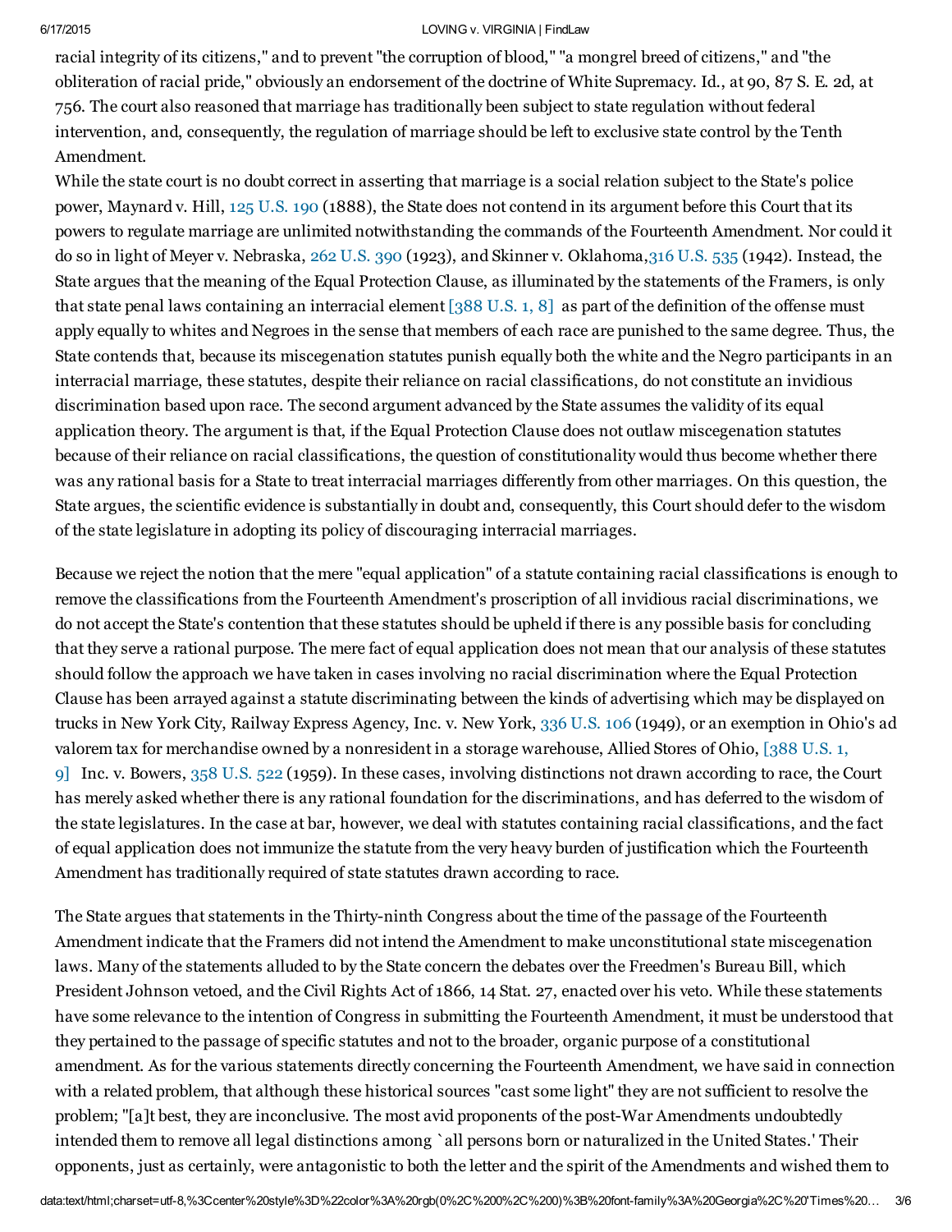racial integrity of its citizens," and to prevent "the corruption of blood," "a mongrel breed of citizens," and "the obliteration of racial pride," obviously an endorsement of the doctrine of White Supremacy. Id., at 90, 87 S. E. 2d, at 756. The court also reasoned that marriage has traditionally been subject to state regulation without federal intervention, and, consequently, the regulation of marriage should be left to exclusive state control by the Tenth Amendment.

While the state court is no doubt correct in asserting that marriage is a social relation subject to the State's police power, Maynard v. Hill, 125 U.S. 190 (1888), the State does not contend in its argument before this Court that its powers to regulate marriage are unlimited notwithstanding the commands of the Fourteenth Amendment. Nor could it do so in light of Meyer v. Nebraska, 262 U.S. 390 (1923), and Skinner v. Oklahoma, 316 U.S. 535 (1942). Instead, the State argues that the meaning of the Equal Protection Clause, as illuminated by the statements of the Framers, is only that state penal laws containing an interracial element [388 U.S. 1, 8] as part of the definition of the offense must apply equally to whites and Negroes in the sense that members of each race are punished to the same degree. Thus, the State contends that, because its miscegenation statutes punish equally both the white and the Negro participants in an interracial marriage, these statutes, despite their reliance on racial classifications, do not constitute an invidious discrimination based upon race. The second argument advanced by the State assumes the validity of its equal application theory. The argument is that, if the Equal Protection Clause does not outlaw miscegenation statutes because of their reliance on racial classifications, the question of constitutionality would thus become whether there was any rational basis for a State to treat interracial marriages differently from other marriages. On this question, the State argues, the scientific evidence is substantially in doubt and, consequently, this Court should defer to the wisdom of the state legislature in adopting its policy of discouraging interracial marriages.

Because we reject the notion that the mere "equal application" of a statute containing racial classifications is enough to remove the classifications from the Fourteenth Amendment's proscription of all invidious racial discriminations, we do not accept the State's contention that these statutes should be upheld if there is any possible basis for concluding that they serve a rational purpose. The mere fact of equal application does not mean that our analysis of these statutes should follow the approach we have taken in cases involving no racial discrimination where the Equal Protection Clause has been arrayed against a statute discriminating between the kinds of advertising which may be displayed on trucks in New York City, Railway Express Agency, Inc. v. New York, 336 U.S. 106 (1949), or an exemption in Ohio's ad valorem tax for merchandise owned by a nonresident in a storage warehouse, Allied Stores of Ohio, [388 U.S. 1, 9] Inc. v. Bowers, 358 U.S. 522 (1959). In these cases, involving distinctions not drawn according to race, the Court has merely asked whether there is any rational foundation for the discriminations, and has deferred to the wisdom of the state legislatures. In the case at bar, however, we deal with statutes containing racial classifications, and the fact of equal application does not immunize the statute from the very heavy burden of justification which the Fourteenth Amendment has traditionally required of state statutes drawn according to race.

The State argues that statements in the Thirty-ninth Congress about the time of the passage of the Fourteenth Amendment indicate that the Framers did not intend the Amendment to make unconstitutional state miscegenation laws. Many of the statements alluded to by the State concern the debates over the Freedmen's Bureau Bill, which President Johnson vetoed, and the Civil Rights Act of 1866, 14 Stat. 27, enacted over his veto. While these statements have some relevance to the intention of Congress in submitting the Fourteenth Amendment, it must be understood that they pertained to the passage of specific statutes and not to the broader, organic purpose of a constitutional amendment. As for the various statements directly concerning the Fourteenth Amendment, we have said in connection with a related problem, that although these historical sources "cast some light" they are not sufficient to resolve the problem; "[a]t best, they are inconclusive. The most avid proponents of the post-War Amendments undoubtedly intended them to remove all legal distinctions among `all persons born or naturalized in the United States.' Their opponents, just as certainly, were antagonistic to both the letter and the spirit of the Amendments and wished them to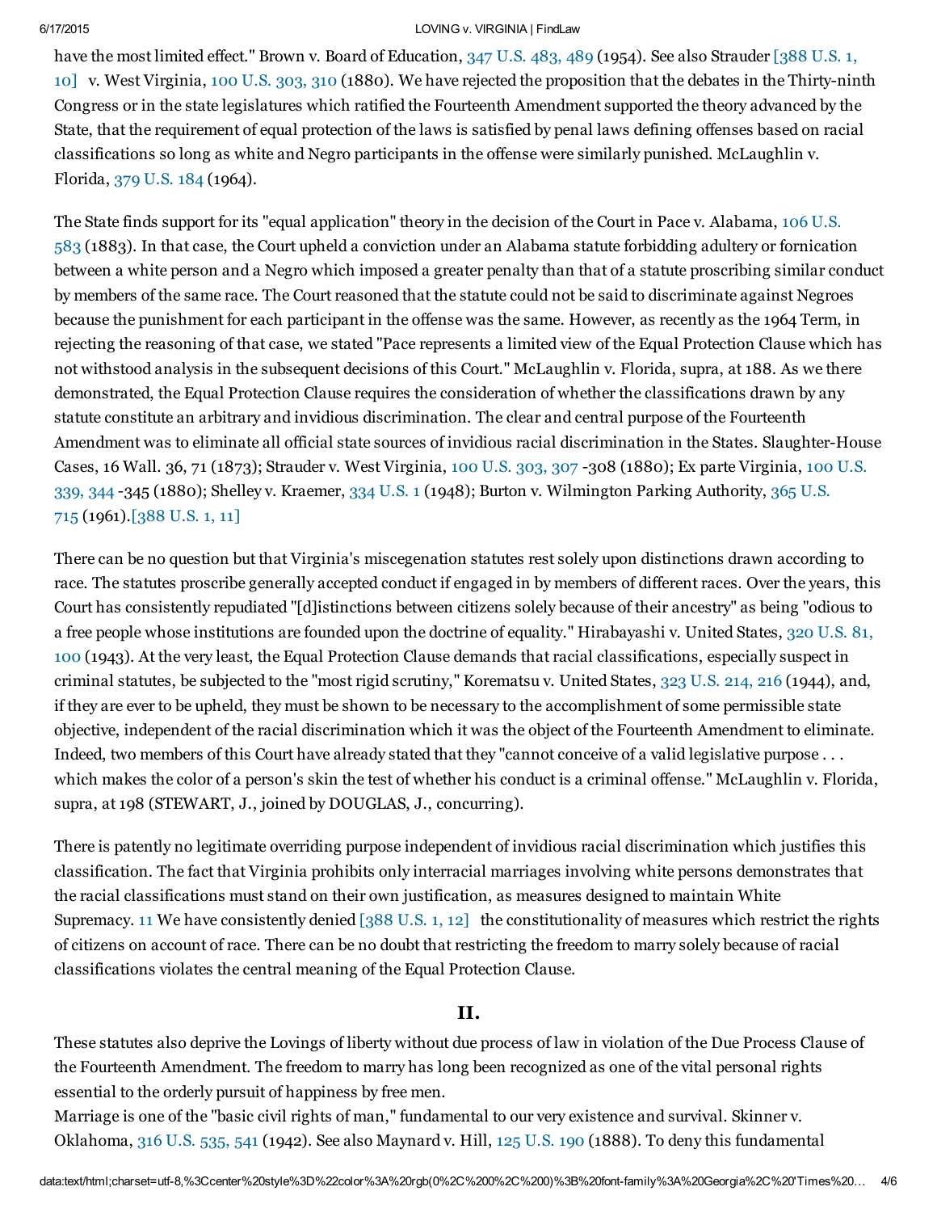have the most limited effect." Brown v. Board of Education, 347 U.S. 483, 489 (1954). See also Strauder [388 U.S. 1, 10] v. West Virginia, 100 U.S. 303, 310 (1880). We have rejected the proposition that the debates in the Thirty-ninth Congress or in the state legislatures which ratified the Fourteenth Amendment supported the theory advanced by the State, that the requirement of equal protection of the laws is satisfied by penal laws defining offenses based on racial classifications so long as white and Negro participants in the offense were similarly punished. McLaughlin v. Florida, 379 U.S. 184 (1964).

The State finds support for its "equal application" theory in the decision of the Court in Pace v. Alabama, 106 U.S. 583 (1883). In that case, the Court upheld a conviction under an Alabama statute forbidding adultery or fornication between a white person and a Negro which imposed a greater penalty than that of a statute proscribing similar conduct by members of the same race. The Court reasoned that the statute could not be said to discriminate against Negroes because the punishment for each participant in the offense was the same. However, as recently as the 1964 Term, in rejecting the reasoning of that case, we stated "Pace represents a limited view of the Equal Protection Clause which has not withstood analysis in the subsequent decisions of this Court." McLaughlin v. Florida, supra, at 188. As we there demonstrated, the Equal Protection Clause requires the consideration of whether the classifications drawn by any statute constitute an arbitrary and invidious discrimination. The clear and central purpose of the Fourteenth Amendment was to eliminate all official state sources of invidious racial discrimination in the States. Slaughter-House Cases, 16 Wall. 36, 71 (1873); Strauder v. West Virginia, 100 U.S. 303, 307 -308 (1880); Ex parte Virginia, 100 U.S. 339, 344 -345 (1880); Shelley v. Kraemer, 334 U.S. 1 (1948); Burton v. Wilmington Parking Authority, 365 U.S. 715 (1961).[388 U.S. 1, 11]

There can be no question but that Virginia's miscegenation statutes rest solely upon distinctions drawn according to race. The statutes proscribe generally accepted conduct if engaged in by members of different races. Over the years, this Court has consistently repudiated "[d]istinctions between citizens solely because of their ancestry" as being "odious to a free people whose institutions are founded upon the doctrine of equality." Hirabayashi v. United States, 320 U.S. 81, 100 (1943). At the very least, the Equal Protection Clause demands that racial classifications, especially suspect in criminal statutes, be subjected to the "most rigid scrutiny," Korematsu v. United States, 323 U.S. 214, 216 (1944), and, if they are ever to be upheld, they must be shown to be necessary to the accomplishment of some permissible state objective, independent of the racial discrimination which it was the object of the Fourteenth Amendment to eliminate. Indeed, two members of this Court have already stated that they "cannot conceive of a valid legislative purpose . . . which makes the color of a person's skin the test of whether his conduct is a criminal offense." McLaughlin v. Florida, supra, at 198 (STEWART, J., joined by DOUGLAS, J., concurring).

There is patently no legitimate overriding purpose independent of invidious racial discrimination which justifies this classification. The fact that Virginia prohibits only interracial marriages involving white persons demonstrates that the racial classifications must stand on their own justification, as measures designed to maintain White Supremacy. 11 We have consistently denied [388 U.S. 1, 12] the constitutionality of measures which restrict the rights of citizens on account of race. There can be no doubt that restricting the freedom to marry solely because of racial classifications violates the central meaning of the Equal Protection Clause.

## II.

These statutes also deprive the Lovings of liberty without due process of law in violation of the Due Process Clause of the Fourteenth Amendment. The freedom to marry has long been recognized as one of the vital personal rights essential to the orderly pursuit of happiness by free men.
Marriage is one of the "basic civil rights of man," fundamental to our very existence and survival. Skinner v. Oklahoma, 316 U.S. 535, 541 (1942). See also Maynard v. Hill, 125 U.S. 190 (1888). To deny this fundamental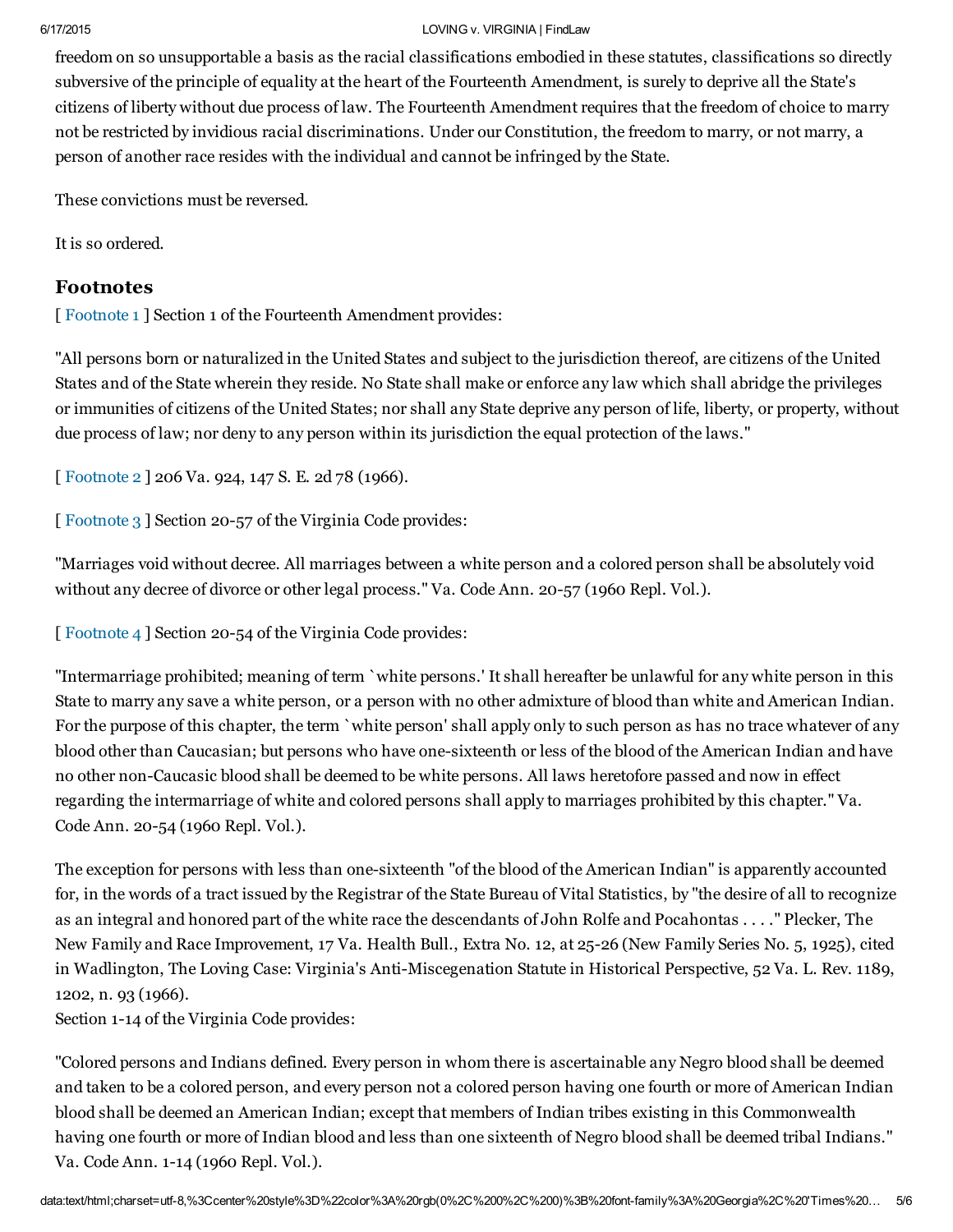freedom on so unsupportable a basis as the racial classifications embodied in these statutes, classifications so directly subversive of the principle of equality at the heart of the Fourteenth Amendment, is surely to deprive all the State's citizens of liberty without due process of law. The Fourteenth Amendment requires that the freedom of choice to marry not be restricted by invidious racial discriminations. Under our Constitution, the freedom to marry, or not marry, a person of another race resides with the individual and cannot be infringed by the State.

These convictions must be reversed.

It is so ordered.

## Footnotes

[ Footnote 1 ] Section 1 of the Fourteenth Amendment provides:

"All persons born or naturalized in the United States and subject to the jurisdiction thereof, are citizens of the United States and of the State wherein they reside. No State shall make or enforce any law which shall abridge the privileges or immunities of citizens of the United States; nor shall any State deprive any person of life, liberty, or property, without due process of law; nor deny to any person within its jurisdiction the equal protection of the laws."

[ Footnote 2 ] 206 Va. 924, 147 S. E. 2d 78 (1966).

[ Footnote 3 ] Section 20-57 of the Virginia Code provides:

"Marriages void without decree. All marriages between a white person and a colored person shall be absolutely void without any decree of divorce or other legal process." Va. Code Ann. 20-57 (1960 Repl. Vol.).

[ Footnote 4 ] Section 20-54 of the Virginia Code provides:

"Intermarriage prohibited; meaning of term `white persons.' It shall hereafter be unlawful for any white person in this State to marry any save a white person, or a person with no other admixture of blood than white and American Indian. For the purpose of this chapter, the term `white person' shall apply only to such person as has no trace whatever of any blood other than Caucasian; but persons who have one-sixteenth or less of the blood of the American Indian and have no other non-Caucasic blood shall be deemed to be white persons. All laws heretofore passed and now in effect regarding the intermarriage of white and colored persons shall apply to marriages prohibited by this chapter." Va. Code Ann. 20-54 (1960 Repl. Vol.).

The exception for persons with less than one-sixteenth "of the blood of the American Indian" is apparently accounted for, in the words of a tract issued by the Registrar of the State Bureau of Vital Statistics, by "the desire of all to recognize as an integral and honored part of the white race the descendants of John Rolfe and Pocahontas . . . ." Plecker, The New Family and Race Improvement, 17 Va. Health Bull., Extra No. 12, at 25-26 (New Family Series No. 5, 1925), cited in Wadlington, The Loving Case: Virginia's Anti-Miscegenation Statute in Historical Perspective, 52 Va. L. Rev. 1189, 1202, n. 93 (1966).
Section 1-14 of the Virginia Code provides:

"Colored persons and Indians defined. Every person in whom there is ascertainable any Negro blood shall be deemed and taken to be a colored person, and every person not a colored person having one fourth or more of American Indian blood shall be deemed an American Indian; except that members of Indian tribes existing in this Commonwealth having one fourth or more of Indian blood and less than one sixteenth of Negro blood shall be deemed tribal Indians." Va. Code Ann. 1-14 (1960 Repl. Vol.).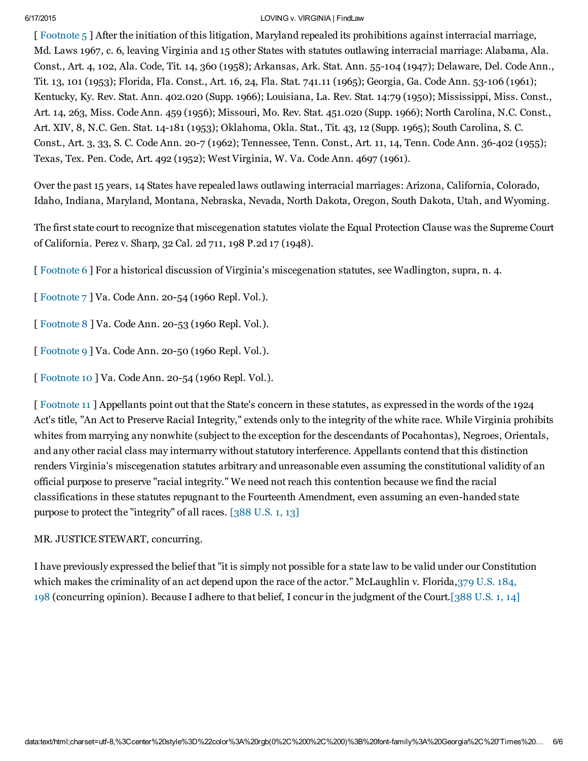[ Footnote 5 ] After the initiation of this litigation, Maryland repealed its prohibitions against interracial marriage, Md. Laws 1967, c. 6, leaving Virginia and 15 other States with statutes outlawing interracial marriage: Alabama, Ala. Const., Art. 4, 102, Ala. Code, Tit. 14, 360 (1958); Arkansas, Ark. Stat. Ann. 55-104 (1947); Delaware, Del. Code Ann., Tit. 13, 101 (1953); Florida, Fla. Const., Art. 16, 24, Fla. Stat. 741.11 (1965); Georgia, Ga. Code Ann. 53-106 (1961); Kentucky, Ky. Rev. Stat. Ann. 402.020 (Supp. 1966); Louisiana, La. Rev. Stat. 14:79 (1950); Mississippi, Miss. Const., Art. 14, 263, Miss. Code Ann. 459 (1956); Missouri, Mo. Rev. Stat. 451.020 (Supp. 1966); North Carolina, N.C. Const., Art. XIV, 8, N.C. Gen. Stat. 14-181 (1953); Oklahoma, Okla. Stat., Tit. 43, 12 (Supp. 1965); South Carolina, S. C. Const., Art. 3, 33, S. C. Code Ann. 20-7 (1962); Tennessee, Tenn. Const., Art. 11, 14, Tenn. Code Ann. 36-402 (1955); Texas, Tex. Pen. Code, Art. 492 (1952); West Virginia, W. Va. Code Ann. 4697 (1961).

Over the past 15 years, 14 States have repealed laws outlawing interracial marriages: Arizona, California, Colorado, Idaho, Indiana, Maryland, Montana, Nebraska, Nevada, North Dakota, Oregon, South Dakota, Utah, and Wyoming.

The first state court to recognize that miscegenation statutes violate the Equal Protection Clause was the Supreme Court of California. Perez v. Sharp, 32 Cal. 2d 711, 198 P.2d 17 (1948).

[ Footnote 6 ] For a historical discussion of Virginia's miscegenation statutes, see Wadlington, supra, n. 4.

[ Footnote 7 ] Va. Code Ann. 20-54 (1960 Repl. Vol.).

[ Footnote 8 ] Va. Code Ann. 20-53 (1960 Repl. Vol.).

[ Footnote 9 ] Va. Code Ann. 20-50 (1960 Repl. Vol.).

[ Footnote 10 ] Va. Code Ann. 20-54 (1960 Repl. Vol.).

[ Footnote 11 ] Appellants point out that the State's concern in these statutes, as expressed in the words of the 1924 Act's title, "An Act to Preserve Racial Integrity," extends only to the integrity of the white race. While Virginia prohibits whites from marrying any nonwhite (subject to the exception for the descendants of Pocahontas), Negroes, Orientals, and any other racial class may intermarry without statutory interference. Appellants contend that this distinction renders Virginia's miscegenation statutes arbitrary and unreasonable even assuming the constitutional validity of an official purpose to preserve "racial integrity." We need not reach this contention because we find the racial classifications in these statutes repugnant to the Fourteenth Amendment, even assuming an even-handed state purpose to protect the "integrity" of all races. [388 U.S. 1, 13]

MR. JUSTICE STEWART, concurring.

I have previously expressed the belief that "it is simply not possible for a state law to be valid under our Constitution which makes the criminality of an act depend upon the race of the actor." McLaughlin v. Florida, 379 U.S. 184, 198 (concurring opinion). Because I adhere to that belief, I concur in the judgment of the Court. [388 U.S. 1, 14]